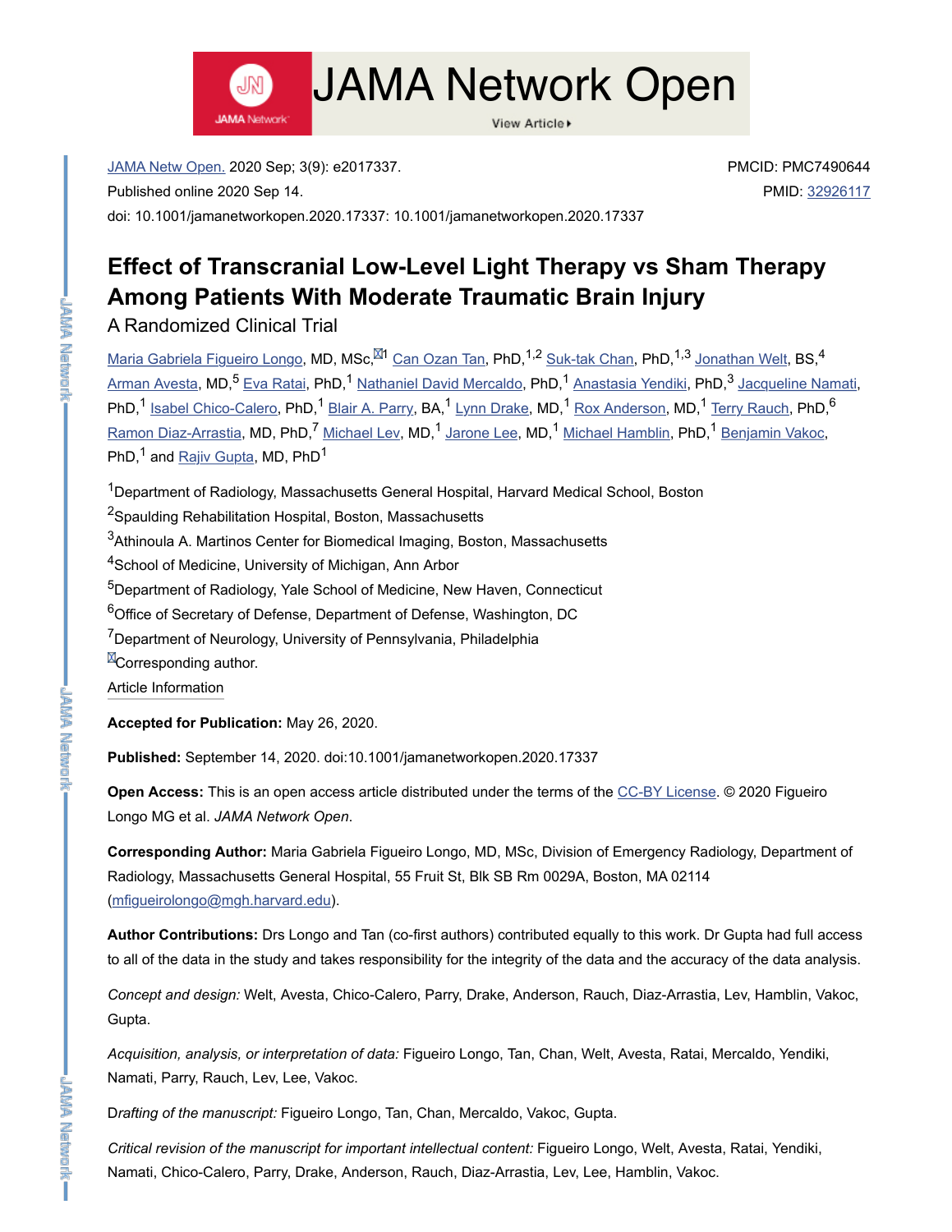JAMA Netw Open. 2020 Sep; 3(9): e2017337.
Published online 2020 Sep 14.
doi: 10.1001/jamanetworkopen.2020.17337: 10.1001/jamanetworkopen.2020.17337

PMCID: PMC7490644
PMID: 32926117

# Effect of Transcranial Low-Level Light Therapy vs Sham Therapy Among Patients With Moderate Traumatic Brain Injury

## A Randomized Clinical Trial

Maria Gabriela Figueiro Longo, MD, MSc,[1] Can Ozan Tan, PhD,[1,2] Suk-tak Chan, PhD,[1,3] Jonathan Welt, BS,[4] Arman Avesta, MD,[5] Eva Ratai, PhD,[1] Nathaniel David Mercaldo, PhD,[1] Anastasia Yendiki, PhD,[3] Jacqueline Namati, PhD,[1] Isabel Chico-Calero, PhD,[1] Blair A. Parry, BA,[1] Lynn Drake, MD,[1] Rox Anderson, MD,[1] Terry Rauch, PhD,[6] Ramon Diaz-Arrastia, MD, PhD,[7] Michael Lev, MD,[1] Jarone Lee, MD,[1] Michael Hamblin, PhD,[1] Benjamin Vakoc, PhD,[1] and Rajiv Gupta, MD, PhD[1]

[1]Department of Radiology, Massachusetts General Hospital, Harvard Medical School, Boston

[2]Spaulding Rehabilitation Hospital, Boston, Massachusetts

[3]Athinoula A. Martinos Center for Biomedical Imaging, Boston, Massachusetts

[4]School of Medicine, University of Michigan, Ann Arbor

[5]Department of Radiology, Yale School of Medicine, New Haven, Connecticut

[6]Office of Secretary of Defense, Department of Defense, Washington, DC

[7]Department of Neurology, University of Pennsylvania, Philadelphia

Corresponding author.

Article Information

**Accepted for Publication:** May 26, 2020.

**Published:** September 14, 2020. doi:10.1001/jamanetworkopen.2020.17337

**Open Access:** This is an open access article distributed under the terms of the CC-BY License. © 2020 Figueiro Longo MG et al. *JAMA Network Open*.

**Corresponding Author:** Maria Gabriela Figueiro Longo, MD, MSc, Division of Emergency Radiology, Department of Radiology, Massachusetts General Hospital, 55 Fruit St, Blk SB Rm 0029A, Boston, MA 02114 (mfigueirolongo@mgh.harvard.edu).

**Author Contributions:** Drs Longo and Tan (co-first authors) contributed equally to this work. Dr Gupta had full access to all of the data in the study and takes responsibility for the integrity of the data and the accuracy of the data analysis.

*Concept and design:* Welt, Avesta, Chico-Calero, Parry, Drake, Anderson, Rauch, Diaz-Arrastia, Lev, Hamblin, Vakoc, Gupta.

*Acquisition, analysis, or interpretation of data:* Figueiro Longo, Tan, Chan, Welt, Avesta, Ratai, Mercaldo, Yendiki, Namati, Parry, Rauch, Lev, Lee, Vakoc.

*Drafting of the manuscript:* Figueiro Longo, Tan, Chan, Mercaldo, Vakoc, Gupta.

*Critical revision of the manuscript for important intellectual content:* Figueiro Longo, Welt, Avesta, Ratai, Yendiki, Namati, Chico-Calero, Parry, Drake, Anderson, Rauch, Diaz-Arrastia, Lev, Lee, Hamblin, Vakoc.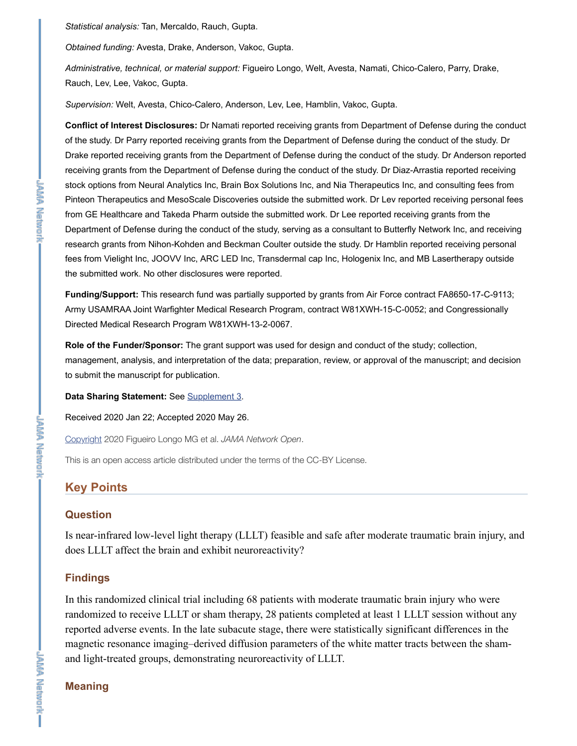*Statistical analysis:* Tan, Mercaldo, Rauch, Gupta.

*Obtained funding:* Avesta, Drake, Anderson, Vakoc, Gupta.

*Administrative, technical, or material support:* Figueiro Longo, Welt, Avesta, Namati, Chico-Calero, Parry, Drake, Rauch, Lev, Lee, Vakoc, Gupta.

*Supervision:* Welt, Avesta, Chico-Calero, Anderson, Lev, Lee, Hamblin, Vakoc, Gupta.

**Conflict of Interest Disclosures:** Dr Namati reported receiving grants from Department of Defense during the conduct of the study. Dr Parry reported receiving grants from the Department of Defense during the conduct of the study. Dr Drake reported receiving grants from the Department of Defense during the conduct of the study. Dr Anderson reported receiving grants from the Department of Defense during the conduct of the study. Dr Diaz-Arrastia reported receiving stock options from Neural Analytics Inc, Brain Box Solutions Inc, and Nia Therapeutics Inc, and consulting fees from Pinteon Therapeutics and MesoScale Discoveries outside the submitted work. Dr Lev reported receiving personal fees from GE Healthcare and Takeda Pharm outside the submitted work. Dr Lee reported receiving grants from the Department of Defense during the conduct of the study, serving as a consultant to Butterfly Network Inc, and receiving research grants from Nihon-Kohden and Beckman Coulter outside the study. Dr Hamblin reported receiving personal fees from Vielight Inc, JOOVV Inc, ARC LED Inc, Transdermal cap Inc, Hologenix Inc, and MB Lasertherapy outside the submitted work. No other disclosures were reported.

**Funding/Support:** This research fund was partially supported by grants from Air Force contract FA8650-17-C-9113; Army USAMRAA Joint Warfighter Medical Research Program, contract W81XWH-15-C-0052; and Congressionally Directed Medical Research Program W81XWH-13-2-0067.

**Role of the Funder/Sponsor:** The grant support was used for design and conduct of the study; collection, management, analysis, and interpretation of the data; preparation, review, or approval of the manuscript; and decision to submit the manuscript for publication.

**Data Sharing Statement:** See Supplement 3.

Received 2020 Jan 22; Accepted 2020 May 26.

Copyright 2020 Figueiro Longo MG et al. *JAMA Network Open*.

This is an open access article distributed under the terms of the CC-BY License.

## Key Points

### Question

Is near-infrared low-level light therapy (LLLT) feasible and safe after moderate traumatic brain injury, and does LLLT affect the brain and exhibit neuroreactivity?

### Findings

In this randomized clinical trial including 68 patients with moderate traumatic brain injury who were randomized to receive LLLT or sham therapy, 28 patients completed at least 1 LLLT session without any reported adverse events. In the late subacute stage, there were statistically significant differences in the magnetic resonance imaging–derived diffusion parameters of the white matter tracts between the sham- and light-treated groups, demonstrating neuroreactivity of LLLT.

### Meaning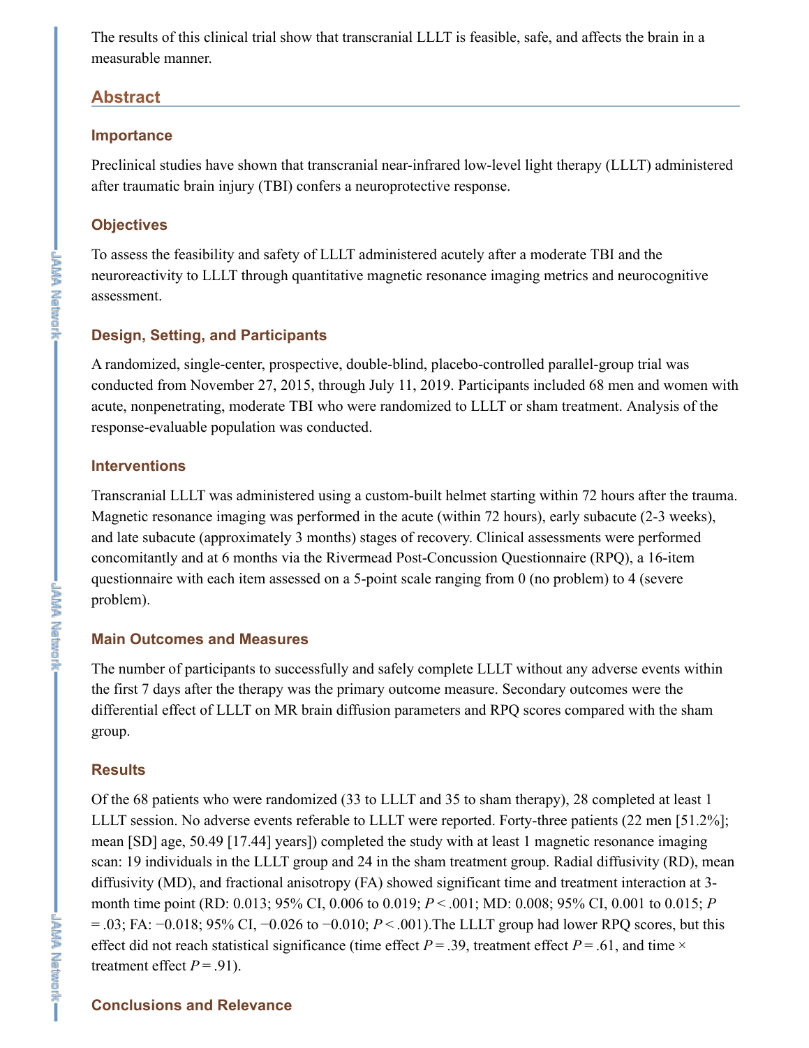The results of this clinical trial show that transcranial LLLT is feasible, safe, and affects the brain in a measurable manner.

## Abstract

### Importance

Preclinical studies have shown that transcranial near-infrared low-level light therapy (LLLT) administered after traumatic brain injury (TBI) confers a neuroprotective response.

### Objectives

To assess the feasibility and safety of LLLT administered acutely after a moderate TBI and the neuroreactivity to LLLT through quantitative magnetic resonance imaging metrics and neurocognitive assessment.

### Design, Setting, and Participants

A randomized, single-center, prospective, double-blind, placebo-controlled parallel-group trial was conducted from November 27, 2015, through July 11, 2019. Participants included 68 men and women with acute, nonpenetrating, moderate TBI who were randomized to LLLT or sham treatment. Analysis of the response-evaluable population was conducted.

### Interventions

Transcranial LLLT was administered using a custom-built helmet starting within 72 hours after the trauma. Magnetic resonance imaging was performed in the acute (within 72 hours), early subacute (2-3 weeks), and late subacute (approximately 3 months) stages of recovery. Clinical assessments were performed concomitantly and at 6 months via the Rivermead Post-Concussion Questionnaire (RPQ), a 16-item questionnaire with each item assessed on a 5-point scale ranging from 0 (no problem) to 4 (severe problem).

### Main Outcomes and Measures

The number of participants to successfully and safely complete LLLT without any adverse events within the first 7 days after the therapy was the primary outcome measure. Secondary outcomes were the differential effect of LLLT on MR brain diffusion parameters and RPQ scores compared with the sham group.

### Results

Of the 68 patients who were randomized (33 to LLLT and 35 to sham therapy), 28 completed at least 1 LLLT session. No adverse events referable to LLLT were reported. Forty-three patients (22 men [51.2%]; mean [SD] age, 50.49 [17.44] years]) completed the study with at least 1 magnetic resonance imaging scan: 19 individuals in the LLLT group and 24 in the sham treatment group. Radial diffusivity (RD), mean diffusivity (MD), and fractional anisotropy (FA) showed significant time and treatment interaction at 3-month time point (RD: 0.013; 95% CI, 0.006 to 0.019; $P < .001$; MD: 0.008; 95% CI, 0.001 to 0.015; $P = .03$; FA: −0.018; 95% CI, −0.026 to −0.010; $P < .001$).The LLLT group had lower RPQ scores, but this effect did not reach statistical significance (time effect $P = .39$, treatment effect $P = .61$, and time × treatment effect $P = .91$).

### Conclusions and Relevance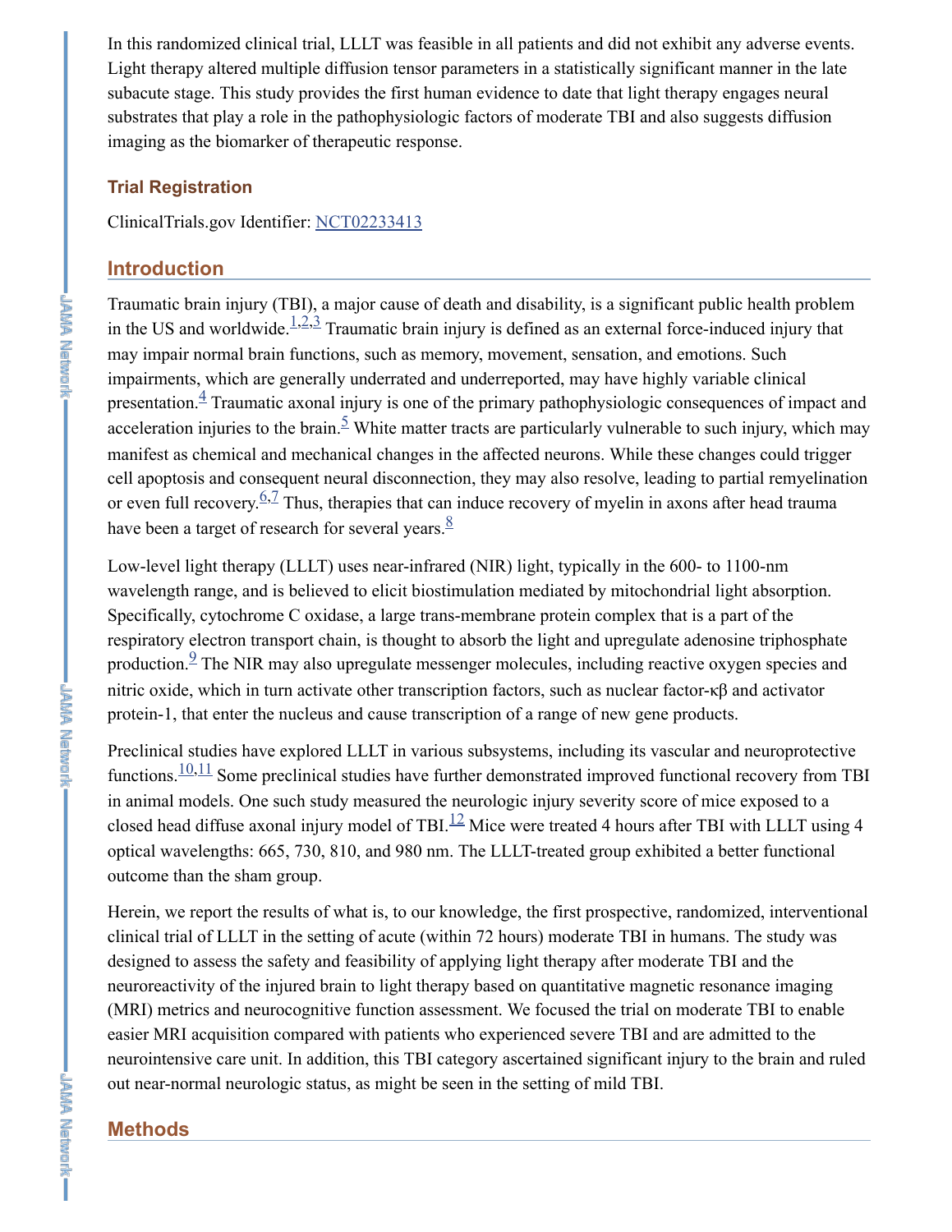In this randomized clinical trial, LLLT was feasible in all patients and did not exhibit any adverse events. Light therapy altered multiple diffusion tensor parameters in a statistically significant manner in the late subacute stage. This study provides the first human evidence to date that light therapy engages neural substrates that play a role in the pathophysiologic factors of moderate TBI and also suggests diffusion imaging as the biomarker of therapeutic response.

### Trial Registration

ClinicalTrials.gov Identifier: NCT02233413

## Introduction

Traumatic brain injury (TBI), a major cause of death and disability, is a significant public health problem in the US and worldwide.[1,2,3] Traumatic brain injury is defined as an external force-induced injury that may impair normal brain functions, such as memory, movement, sensation, and emotions. Such impairments, which are generally underrated and underreported, may have highly variable clinical presentation.[4] Traumatic axonal injury is one of the primary pathophysiologic consequences of impact and acceleration injuries to the brain.[5] White matter tracts are particularly vulnerable to such injury, which may manifest as chemical and mechanical changes in the affected neurons. While these changes could trigger cell apoptosis and consequent neural disconnection, they may also resolve, leading to partial remyelination or even full recovery.[6,7] Thus, therapies that can induce recovery of myelin in axons after head trauma have been a target of research for several years.[8]

Low-level light therapy (LLLT) uses near-infrared (NIR) light, typically in the 600- to 1100-nm wavelength range, and is believed to elicit biostimulation mediated by mitochondrial light absorption. Specifically, cytochrome C oxidase, a large trans-membrane protein complex that is a part of the respiratory electron transport chain, is thought to absorb the light and upregulate adenosine triphosphate production.[9] The NIR may also upregulate messenger molecules, including reactive oxygen species and nitric oxide, which in turn activate other transcription factors, such as nuclear factor-κβ and activator protein-1, that enter the nucleus and cause transcription of a range of new gene products.

Preclinical studies have explored LLLT in various subsystems, including its vascular and neuroprotective functions.[10,11] Some preclinical studies have further demonstrated improved functional recovery from TBI in animal models. One such study measured the neurologic injury severity score of mice exposed to a closed head diffuse axonal injury model of TBI.[12] Mice were treated 4 hours after TBI with LLLT using 4 optical wavelengths: 665, 730, 810, and 980 nm. The LLLT-treated group exhibited a better functional outcome than the sham group.

Herein, we report the results of what is, to our knowledge, the first prospective, randomized, interventional clinical trial of LLLT in the setting of acute (within 72 hours) moderate TBI in humans. The study was designed to assess the safety and feasibility of applying light therapy after moderate TBI and the neuroreactivity of the injured brain to light therapy based on quantitative magnetic resonance imaging (MRI) metrics and neurocognitive function assessment. We focused the trial on moderate TBI to enable easier MRI acquisition compared with patients who experienced severe TBI and are admitted to the neurointensive care unit. In addition, this TBI category ascertained significant injury to the brain and ruled out near-normal neurologic status, as might be seen in the setting of mild TBI.

## Methods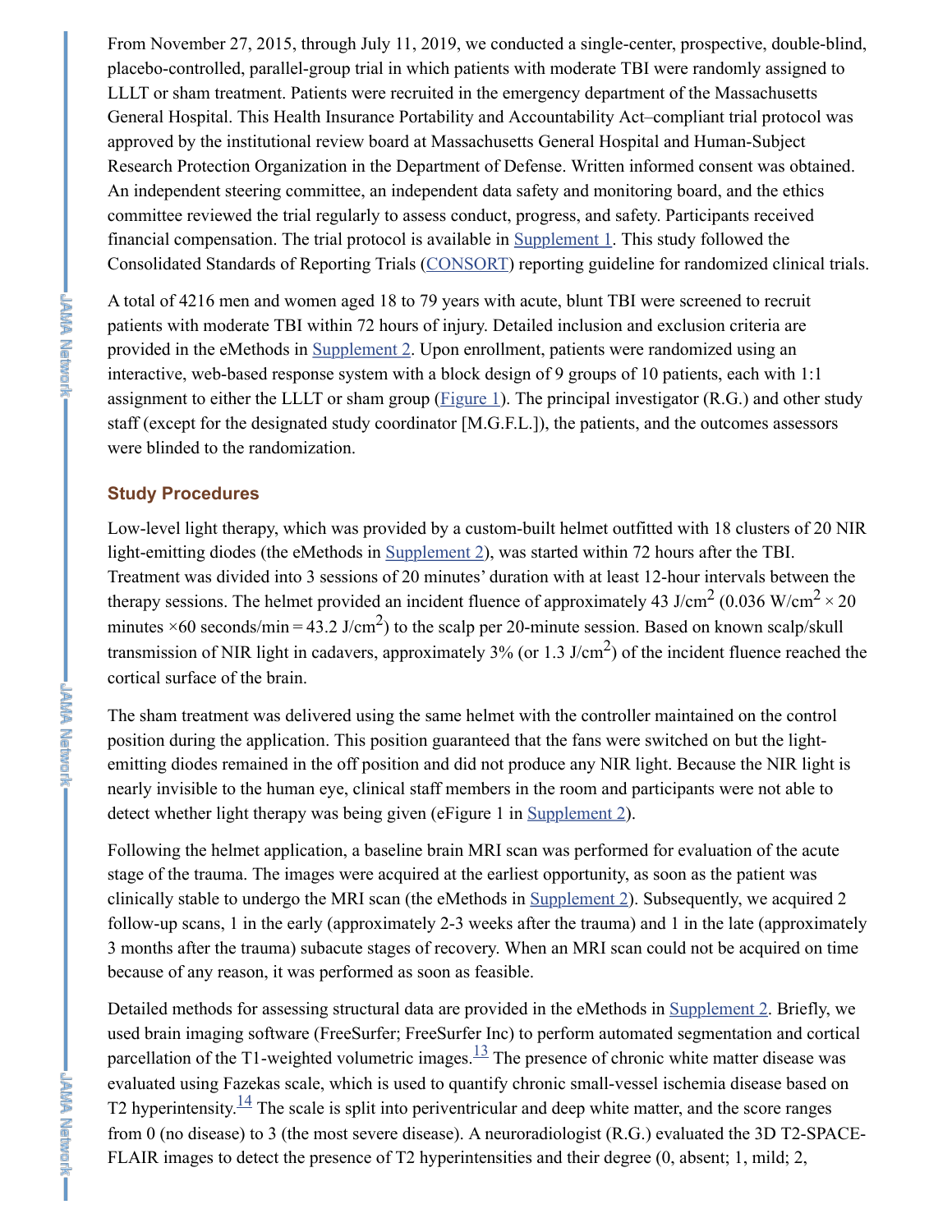From November 27, 2015, through July 11, 2019, we conducted a single-center, prospective, double-blind, placebo-controlled, parallel-group trial in which patients with moderate TBI were randomly assigned to LLLT or sham treatment. Patients were recruited in the emergency department of the Massachusetts General Hospital. This Health Insurance Portability and Accountability Act–compliant trial protocol was approved by the institutional review board at Massachusetts General Hospital and Human-Subject Research Protection Organization in the Department of Defense. Written informed consent was obtained. An independent steering committee, an independent data safety and monitoring board, and the ethics committee reviewed the trial regularly to assess conduct, progress, and safety. Participants received financial compensation. The trial protocol is available in Supplement 1. This study followed the Consolidated Standards of Reporting Trials (CONSORT) reporting guideline for randomized clinical trials.

A total of 4216 men and women aged 18 to 79 years with acute, blunt TBI were screened to recruit patients with moderate TBI within 72 hours of injury. Detailed inclusion and exclusion criteria are provided in the eMethods in Supplement 2. Upon enrollment, patients were randomized using an interactive, web-based response system with a block design of 9 groups of 10 patients, each with 1:1 assignment to either the LLLT or sham group (Figure 1). The principal investigator (R.G.) and other study staff (except for the designated study coordinator [M.G.F.L.]), the patients, and the outcomes assessors were blinded to the randomization.

## Study Procedures

Low-level light therapy, which was provided by a custom-built helmet outfitted with 18 clusters of 20 NIR light-emitting diodes (the eMethods in Supplement 2), was started within 72 hours after the TBI. Treatment was divided into 3 sessions of 20 minutes' duration with at least 12-hour intervals between the therapy sessions. The helmet provided an incident fluence of approximately 43 J/cm$^2$ (0.036 W/cm$^2$ × 20 minutes ×60 seconds/min = 43.2 J/cm$^2$) to the scalp per 20-minute session. Based on known scalp/skull transmission of NIR light in cadavers, approximately 3% (or 1.3 J/cm$^2$) of the incident fluence reached the cortical surface of the brain.

The sham treatment was delivered using the same helmet with the controller maintained on the control position during the application. This position guaranteed that the fans were switched on but the light-emitting diodes remained in the off position and did not produce any NIR light. Because the NIR light is nearly invisible to the human eye, clinical staff members in the room and participants were not able to detect whether light therapy was being given (eFigure 1 in Supplement 2).

Following the helmet application, a baseline brain MRI scan was performed for evaluation of the acute stage of the trauma. The images were acquired at the earliest opportunity, as soon as the patient was clinically stable to undergo the MRI scan (the eMethods in Supplement 2). Subsequently, we acquired 2 follow-up scans, 1 in the early (approximately 2-3 weeks after the trauma) and 1 in the late (approximately 3 months after the trauma) subacute stages of recovery. When an MRI scan could not be acquired on time because of any reason, it was performed as soon as feasible.

Detailed methods for assessing structural data are provided in the eMethods in Supplement 2. Briefly, we used brain imaging software (FreeSurfer; FreeSurfer Inc) to perform automated segmentation and cortical parcellation of the T1-weighted volumetric images.[13] The presence of chronic white matter disease was evaluated using Fazekas scale, which is used to quantify chronic small-vessel ischemia disease based on T2 hyperintensity.[14] The scale is split into periventricular and deep white matter, and the score ranges from 0 (no disease) to 3 (the most severe disease). A neuroradiologist (R.G.) evaluated the 3D T2-SPACE-FLAIR images to detect the presence of T2 hyperintensities and their degree (0, absent; 1, mild; 2,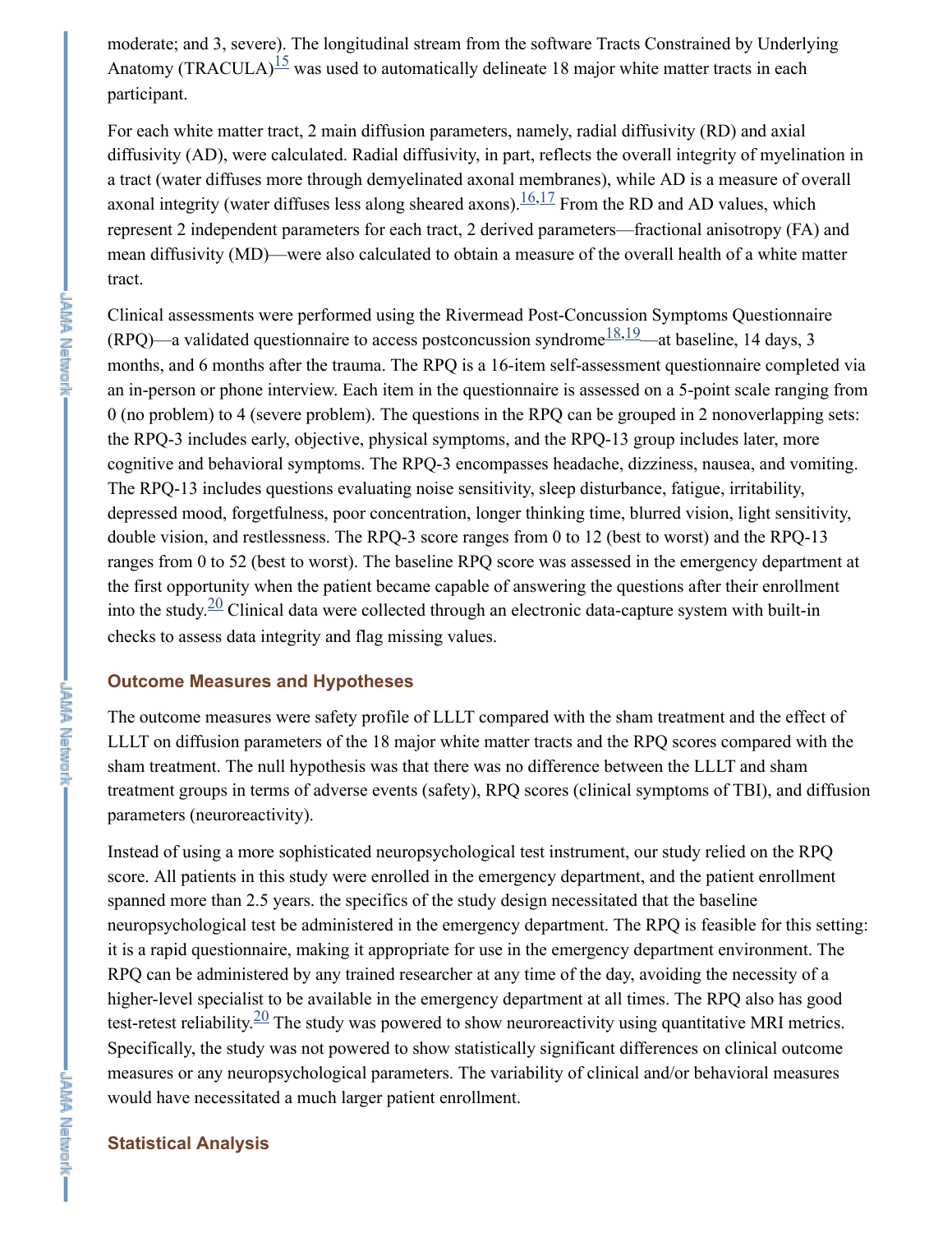moderate; and 3, severe). The longitudinal stream from the software Tracts Constrained by Underlying Anatomy (TRACULA)[15] was used to automatically delineate 18 major white matter tracts in each participant.

For each white matter tract, 2 main diffusion parameters, namely, radial diffusivity (RD) and axial diffusivity (AD), were calculated. Radial diffusivity, in part, reflects the overall integrity of myelination in a tract (water diffuses more through demyelinated axonal membranes), while AD is a measure of overall axonal integrity (water diffuses less along sheared axons).[16,17] From the RD and AD values, which represent 2 independent parameters for each tract, 2 derived parameters—fractional anisotropy (FA) and mean diffusivity (MD)—were also calculated to obtain a measure of the overall health of a white matter tract.

Clinical assessments were performed using the Rivermead Post-Concussion Symptoms Questionnaire (RPQ)—a validated questionnaire to access postconcussion syndrome[18,19]—at baseline, 14 days, 3 months, and 6 months after the trauma. The RPQ is a 16-item self-assessment questionnaire completed via an in-person or phone interview. Each item in the questionnaire is assessed on a 5-point scale ranging from 0 (no problem) to 4 (severe problem). The questions in the RPQ can be grouped in 2 nonoverlapping sets: the RPQ-3 includes early, objective, physical symptoms, and the RPQ-13 group includes later, more cognitive and behavioral symptoms. The RPQ-3 encompasses headache, dizziness, nausea, and vomiting. The RPQ-13 includes questions evaluating noise sensitivity, sleep disturbance, fatigue, irritability, depressed mood, forgetfulness, poor concentration, longer thinking time, blurred vision, light sensitivity, double vision, and restlessness. The RPQ-3 score ranges from 0 to 12 (best to worst) and the RPQ-13 ranges from 0 to 52 (best to worst). The baseline RPQ score was assessed in the emergency department at the first opportunity when the patient became capable of answering the questions after their enrollment into the study.[20] Clinical data were collected through an electronic data-capture system with built-in checks to assess data integrity and flag missing values.

### Outcome Measures and Hypotheses

The outcome measures were safety profile of LLLT compared with the sham treatment and the effect of LLLT on diffusion parameters of the 18 major white matter tracts and the RPQ scores compared with the sham treatment. The null hypothesis was that there was no difference between the LLLT and sham treatment groups in terms of adverse events (safety), RPQ scores (clinical symptoms of TBI), and diffusion parameters (neuroreactivity).

Instead of using a more sophisticated neuropsychological test instrument, our study relied on the RPQ score. All patients in this study were enrolled in the emergency department, and the patient enrollment spanned more than 2.5 years. the specifics of the study design necessitated that the baseline neuropsychological test be administered in the emergency department. The RPQ is feasible for this setting: it is a rapid questionnaire, making it appropriate for use in the emergency department environment. The RPQ can be administered by any trained researcher at any time of the day, avoiding the necessity of a higher-level specialist to be available in the emergency department at all times. The RPQ also has good test-retest reliability.[20] The study was powered to show neuroreactivity using quantitative MRI metrics. Specifically, the study was not powered to show statistically significant differences on clinical outcome measures or any neuropsychological parameters. The variability of clinical and/or behavioral measures would have necessitated a much larger patient enrollment.

### Statistical Analysis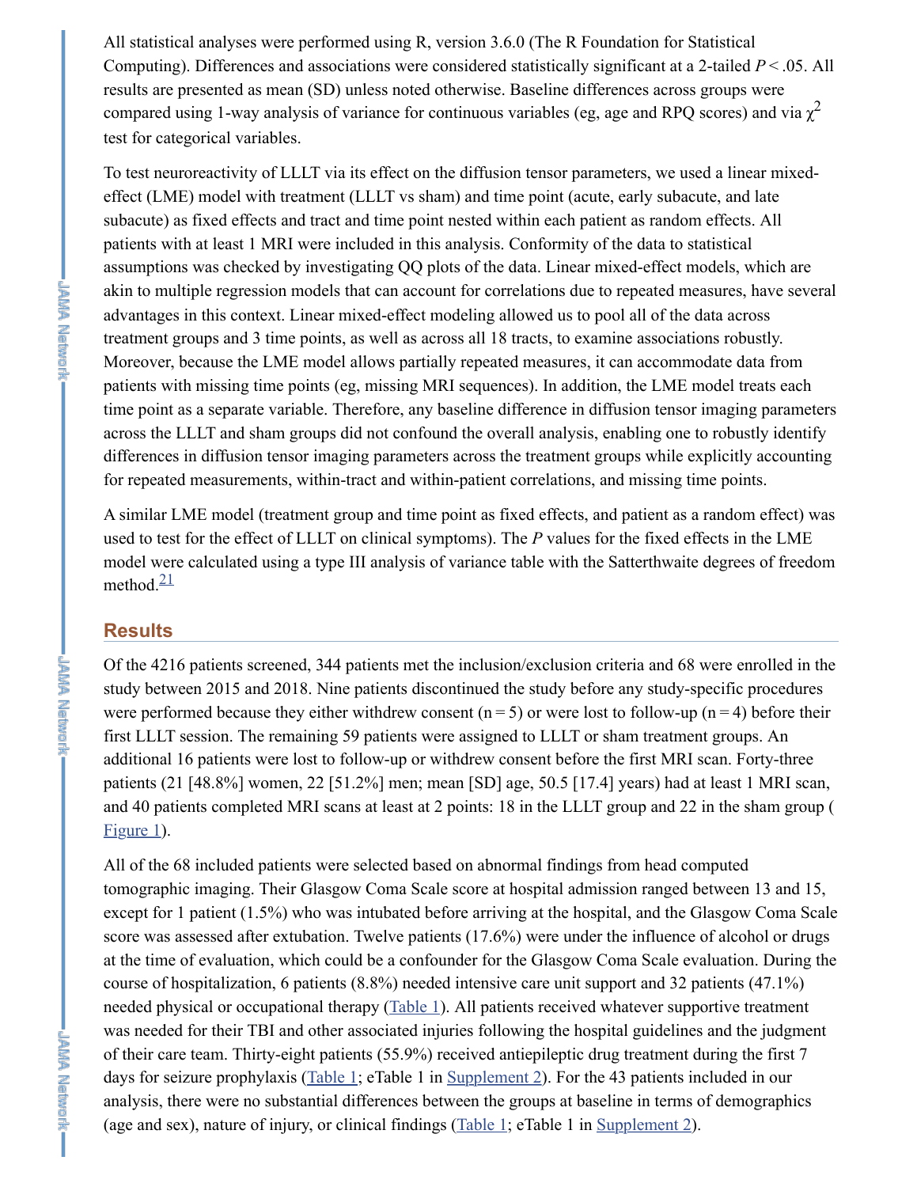All statistical analyses were performed using R, version 3.6.0 (The R Foundation for Statistical Computing). Differences and associations were considered statistically significant at a 2-tailed $P < .05$. All results are presented as mean (SD) unless noted otherwise. Baseline differences across groups were compared using 1-way analysis of variance for continuous variables (eg, age and RPQ scores) and via $\chi^2$ test for categorical variables.

To test neuroreactivity of LLLT via its effect on the diffusion tensor parameters, we used a linear mixed-effect (LME) model with treatment (LLLT vs sham) and time point (acute, early subacute, and late subacute) as fixed effects and tract and time point nested within each patient as random effects. All patients with at least 1 MRI were included in this analysis. Conformity of the data to statistical assumptions was checked by investigating QQ plots of the data. Linear mixed-effect models, which are akin to multiple regression models that can account for correlations due to repeated measures, have several advantages in this context. Linear mixed-effect modeling allowed us to pool all of the data across treatment groups and 3 time points, as well as across all 18 tracts, to examine associations robustly. Moreover, because the LME model allows partially repeated measures, it can accommodate data from patients with missing time points (eg, missing MRI sequences). In addition, the LME model treats each time point as a separate variable. Therefore, any baseline difference in diffusion tensor imaging parameters across the LLLT and sham groups did not confound the overall analysis, enabling one to robustly identify differences in diffusion tensor imaging parameters across the treatment groups while explicitly accounting for repeated measurements, within-tract and within-patient correlations, and missing time points.

A similar LME model (treatment group and time point as fixed effects, and patient as a random effect) was used to test for the effect of LLLT on clinical symptoms). The *P* values for the fixed effects in the LME model were calculated using a type III analysis of variance table with the Satterthwaite degrees of freedom method.[21]

## Results

Of the 4216 patients screened, 344 patients met the inclusion/exclusion criteria and 68 were enrolled in the study between 2015 and 2018. Nine patients discontinued the study before any study-specific procedures were performed because they either withdrew consent (n = 5) or were lost to follow-up (n = 4) before their first LLLT session. The remaining 59 patients were assigned to LLLT or sham treatment groups. An additional 16 patients were lost to follow-up or withdrew consent before the first MRI scan. Forty-three patients (21 [48.8%] women, 22 [51.2%] men; mean [SD] age, 50.5 [17.4] years) had at least 1 MRI scan, and 40 patients completed MRI scans at least at 2 points: 18 in the LLLT group and 22 in the sham group (Figure 1).

All of the 68 included patients were selected based on abnormal findings from head computed tomographic imaging. Their Glasgow Coma Scale score at hospital admission ranged between 13 and 15, except for 1 patient (1.5%) who was intubated before arriving at the hospital, and the Glasgow Coma Scale score was assessed after extubation. Twelve patients (17.6%) were under the influence of alcohol or drugs at the time of evaluation, which could be a confounder for the Glasgow Coma Scale evaluation. During the course of hospitalization, 6 patients (8.8%) needed intensive care unit support and 32 patients (47.1%) needed physical or occupational therapy (Table 1). All patients received whatever supportive treatment was needed for their TBI and other associated injuries following the hospital guidelines and the judgment of their care team. Thirty-eight patients (55.9%) received antiepileptic drug treatment during the first 7 days for seizure prophylaxis (Table 1; eTable 1 in Supplement 2). For the 43 patients included in our analysis, there were no substantial differences between the groups at baseline in terms of demographics (age and sex), nature of injury, or clinical findings (Table 1; eTable 1 in Supplement 2).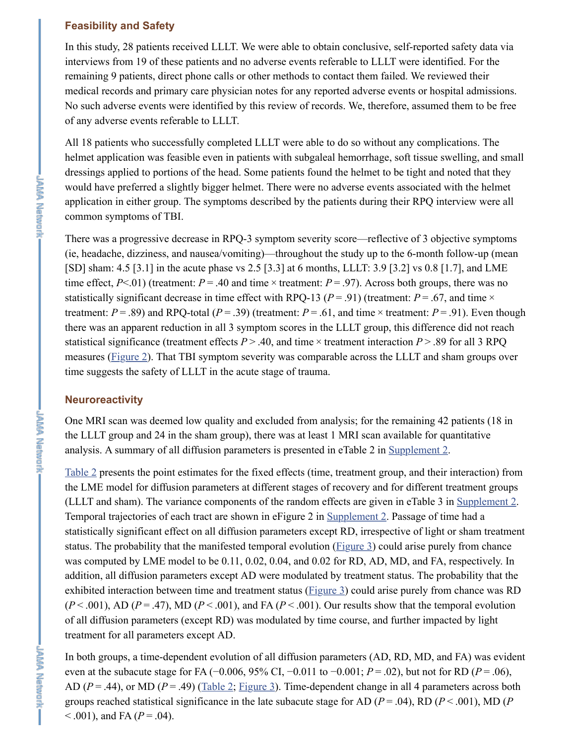### Feasibility and Safety

In this study, 28 patients received LLLT. We were able to obtain conclusive, self-reported safety data via interviews from 19 of these patients and no adverse events referable to LLLT were identified. For the remaining 9 patients, direct phone calls or other methods to contact them failed. We reviewed their medical records and primary care physician notes for any reported adverse events or hospital admissions. No such adverse events were identified by this review of records. We, therefore, assumed them to be free of any adverse events referable to LLLT.

All 18 patients who successfully completed LLLT were able to do so without any complications. The helmet application was feasible even in patients with subgaleal hemorrhage, soft tissue swelling, and small dressings applied to portions of the head. Some patients found the helmet to be tight and noted that they would have preferred a slightly bigger helmet. There were no adverse events associated with the helmet application in either group. The symptoms described by the patients during their RPQ interview were all common symptoms of TBI.

There was a progressive decrease in RPQ-3 symptom severity score—reflective of 3 objective symptoms (ie, headache, dizziness, and nausea/vomiting)—throughout the study up to the 6-month follow-up (mean [SD] sham: 4.5 [3.1] in the acute phase vs 2.5 [3.3] at 6 months, LLLT: 3.9 [3.2] vs 0.8 [1.7], and LME time effect, $P < .01$) (treatment: $P = .40$ and time × treatment: $P = .97$). Across both groups, there was no statistically significant decrease in time effect with RPQ-13 ($P = .91$) (treatment: $P = .67$, and time × treatment: $P = .89$) and RPQ-total ($P = .39$) (treatment: $P = .61$, and time × treatment: $P = .91$). Even though there was an apparent reduction in all 3 symptom scores in the LLLT group, this difference did not reach statistical significance (treatment effects $P > .40$, and time × treatment interaction $P > .89$ for all 3 RPQ measures (Figure 2). That TBI symptom severity was comparable across the LLLT and sham groups over time suggests the safety of LLLT in the acute stage of trauma.

### Neuroreactivity

One MRI scan was deemed low quality and excluded from analysis; for the remaining 42 patients (18 in the LLLT group and 24 in the sham group), there was at least 1 MRI scan available for quantitative analysis. A summary of all diffusion parameters is presented in eTable 2 in Supplement 2.

Table 2 presents the point estimates for the fixed effects (time, treatment group, and their interaction) from the LME model for diffusion parameters at different stages of recovery and for different treatment groups (LLLT and sham). The variance components of the random effects are given in eTable 3 in Supplement 2. Temporal trajectories of each tract are shown in eFigure 2 in Supplement 2. Passage of time had a statistically significant effect on all diffusion parameters except RD, irrespective of light or sham treatment status. The probability that the manifested temporal evolution (Figure 3) could arise purely from chance was computed by LME model to be 0.11, 0.02, 0.04, and 0.02 for RD, AD, MD, and FA, respectively. In addition, all diffusion parameters except AD were modulated by treatment status. The probability that the exhibited interaction between time and treatment status (Figure 3) could arise purely from chance was RD ($P < .001$), AD ($P = .47$), MD ($P < .001$), and FA ($P < .001$). Our results show that the temporal evolution of all diffusion parameters (except RD) was modulated by time course, and further impacted by light treatment for all parameters except AD.

In both groups, a time-dependent evolution of all diffusion parameters (AD, RD, MD, and FA) was evident even at the subacute stage for FA (−0.006, 95% CI, −0.011 to −0.001; $P = .02$), but not for RD ($P = .06$), AD ($P = .44$), or MD ($P = .49$) (Table 2; Figure 3). Time-dependent change in all 4 parameters across both groups reached statistical significance in the late subacute stage for AD ($P = .04$), RD ($P < .001$), MD ($P < .001$), and FA ($P = .04$).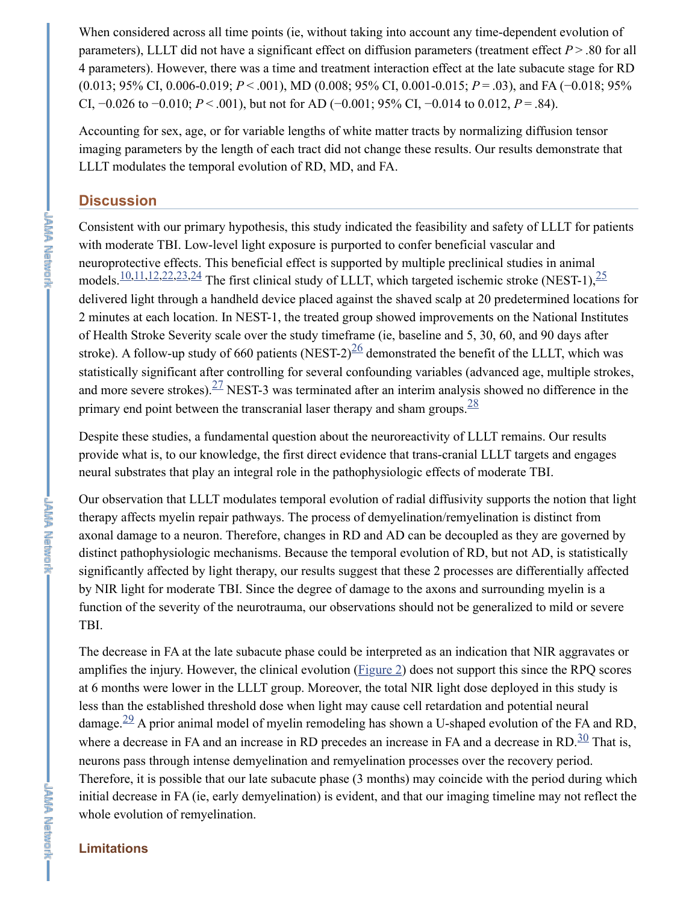When considered across all time points (ie, without taking into account any time-dependent evolution of parameters), LLLT did not have a significant effect on diffusion parameters (treatment effect $P > .80$ for all 4 parameters). However, there was a time and treatment interaction effect at the late subacute stage for RD (0.013; 95% CI, 0.006-0.019; $P < .001$), MD (0.008; 95% CI, 0.001-0.015; $P = .03$), and FA (−0.018; 95% CI, −0.026 to −0.010; $P < .001$), but not for AD (−0.001; 95% CI, −0.014 to 0.012, $P = .84$).

Accounting for sex, age, or for variable lengths of white matter tracts by normalizing diffusion tensor imaging parameters by the length of each tract did not change these results. Our results demonstrate that LLLT modulates the temporal evolution of RD, MD, and FA.

## Discussion

Consistent with our primary hypothesis, this study indicated the feasibility and safety of LLLT for patients with moderate TBI. Low-level light exposure is purported to confer beneficial vascular and neuroprotective effects. This beneficial effect is supported by multiple preclinical studies in animal models.[10,11,12,22,23,24] The first clinical study of LLLT, which targeted ischemic stroke (NEST-1),[25] delivered light through a handheld device placed against the shaved scalp at 20 predetermined locations for 2 minutes at each location. In NEST-1, the treated group showed improvements on the National Institutes of Health Stroke Severity scale over the study timeframe (ie, baseline and 5, 30, 60, and 90 days after stroke). A follow-up study of 660 patients (NEST-2)[26] demonstrated the benefit of the LLLT, which was statistically significant after controlling for several confounding variables (advanced age, multiple strokes, and more severe strokes).[27] NEST-3 was terminated after an interim analysis showed no difference in the primary end point between the transcranial laser therapy and sham groups.[28]

Despite these studies, a fundamental question about the neuroreactivity of LLLT remains. Our results provide what is, to our knowledge, the first direct evidence that trans-cranial LLLT targets and engages neural substrates that play an integral role in the pathophysiologic effects of moderate TBI.

Our observation that LLLT modulates temporal evolution of radial diffusivity supports the notion that light therapy affects myelin repair pathways. The process of demyelination/remyelination is distinct from axonal damage to a neuron. Therefore, changes in RD and AD can be decoupled as they are governed by distinct pathophysiologic mechanisms. Because the temporal evolution of RD, but not AD, is statistically significantly affected by light therapy, our results suggest that these 2 processes are differentially affected by NIR light for moderate TBI. Since the degree of damage to the axons and surrounding myelin is a function of the severity of the neurotrauma, our observations should not be generalized to mild or severe TBI.

The decrease in FA at the late subacute phase could be interpreted as an indication that NIR aggravates or amplifies the injury. However, the clinical evolution (Figure 2) does not support this since the RPQ scores at 6 months were lower in the LLLT group. Moreover, the total NIR light dose deployed in this study is less than the established threshold dose when light may cause cell retardation and potential neural damage.[29] A prior animal model of myelin remodeling has shown a U-shaped evolution of the FA and RD, where a decrease in FA and an increase in RD precedes an increase in FA and a decrease in RD.[30] That is, neurons pass through intense demyelination and remyelination processes over the recovery period. Therefore, it is possible that our late subacute phase (3 months) may coincide with the period during which initial decrease in FA (ie, early demyelination) is evident, and that our imaging timeline may not reflect the whole evolution of remyelination.

### Limitations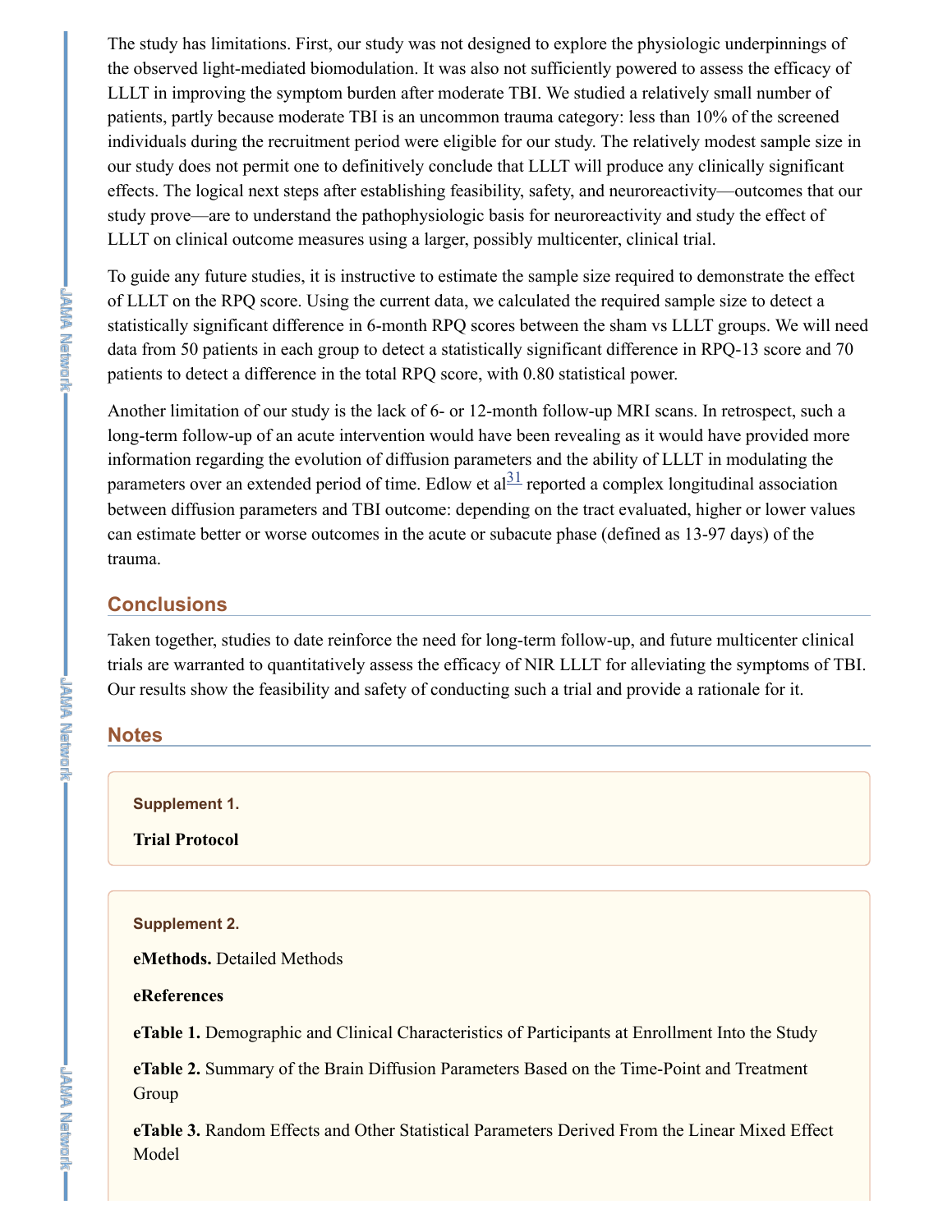The study has limitations. First, our study was not designed to explore the physiologic underpinnings of the observed light-mediated biomodulation. It was also not sufficiently powered to assess the efficacy of LLLT in improving the symptom burden after moderate TBI. We studied a relatively small number of patients, partly because moderate TBI is an uncommon trauma category: less than 10% of the screened individuals during the recruitment period were eligible for our study. The relatively modest sample size in our study does not permit one to definitively conclude that LLLT will produce any clinically significant effects. The logical next steps after establishing feasibility, safety, and neuroreactivity—outcomes that our study prove—are to understand the pathophysiologic basis for neuroreactivity and study the effect of LLLT on clinical outcome measures using a larger, possibly multicenter, clinical trial.

To guide any future studies, it is instructive to estimate the sample size required to demonstrate the effect of LLLT on the RPQ score. Using the current data, we calculated the required sample size to detect a statistically significant difference in 6-month RPQ scores between the sham vs LLLT groups. We will need data from 50 patients in each group to detect a statistically significant difference in RPQ-13 score and 70 patients to detect a difference in the total RPQ score, with 0.80 statistical power.

Another limitation of our study is the lack of 6- or 12-month follow-up MRI scans. In retrospect, such a long-term follow-up of an acute intervention would have been revealing as it would have provided more information regarding the evolution of diffusion parameters and the ability of LLLT in modulating the parameters over an extended period of time. Edlow et al[31] reported a complex longitudinal association between diffusion parameters and TBI outcome: depending on the tract evaluated, higher or lower values can estimate better or worse outcomes in the acute or subacute phase (defined as 13-97 days) of the trauma.

## Conclusions

Taken together, studies to date reinforce the need for long-term follow-up, and future multicenter clinical trials are warranted to quantitatively assess the efficacy of NIR LLLT for alleviating the symptoms of TBI. Our results show the feasibility and safety of conducting such a trial and provide a rationale for it.

## Notes

**Supplement 1.**

**Trial Protocol**

**Supplement 2.**

**eMethods.** Detailed Methods

**eReferences**

**eTable 1.** Demographic and Clinical Characteristics of Participants at Enrollment Into the Study

**eTable 2.** Summary of the Brain Diffusion Parameters Based on the Time-Point and Treatment Group

**eTable 3.** Random Effects and Other Statistical Parameters Derived From the Linear Mixed Effect Model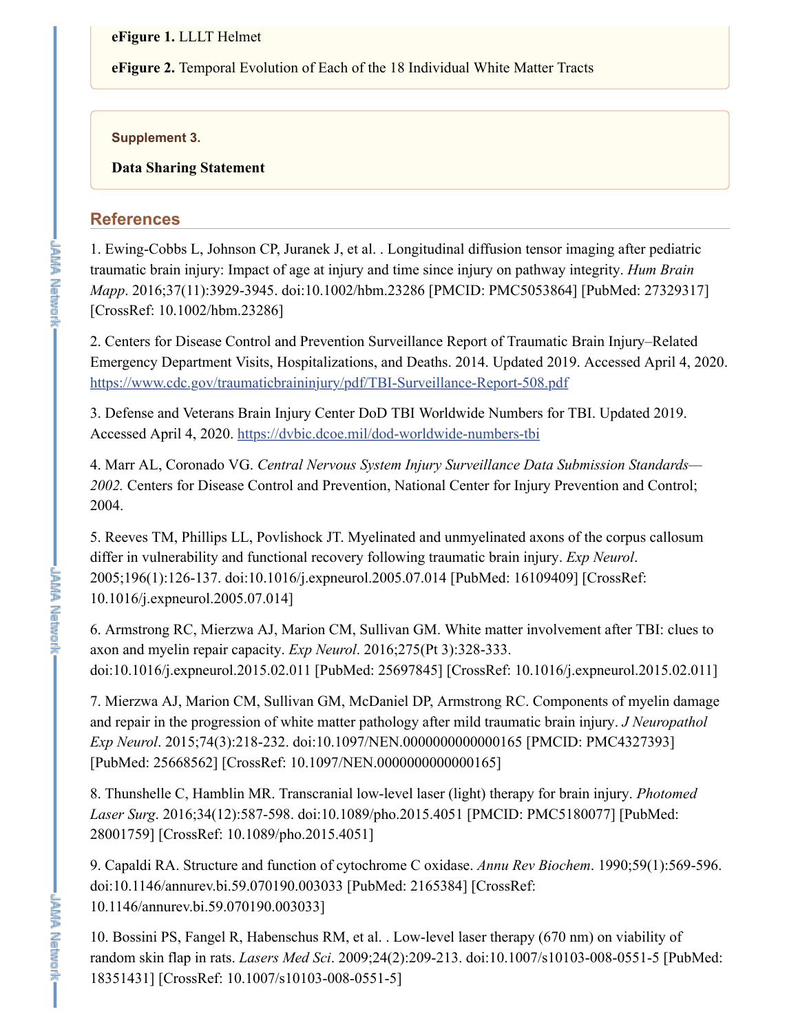**eFigure 1.** LLLT Helmet

**eFigure 2.** Temporal Evolution of Each of the 18 Individual White Matter Tracts

**Supplement 3.**

**Data Sharing Statement**

## References

1. Ewing-Cobbs L, Johnson CP, Juranek J, et al. . Longitudinal diffusion tensor imaging after pediatric traumatic brain injury: Impact of age at injury and time since injury on pathway integrity. *Hum Brain Mapp*. 2016;37(11):3929-3945. doi:10.1002/hbm.23286 [PMCID: PMC5053864] [PubMed: 27329317] [CrossRef: 10.1002/hbm.23286]

2. Centers for Disease Control and Prevention Surveillance Report of Traumatic Brain Injury–Related Emergency Department Visits, Hospitalizations, and Deaths. 2014. Updated 2019. Accessed April 4, 2020. https://www.cdc.gov/traumaticbraininjury/pdf/TBI-Surveillance-Report-508.pdf

3. Defense and Veterans Brain Injury Center DoD TBI Worldwide Numbers for TBI. Updated 2019. Accessed April 4, 2020. https://dvbic.dcoe.mil/dod-worldwide-numbers-tbi

4. Marr AL, Coronado VG. *Central Nervous System Injury Surveillance Data Submission Standards—2002.* Centers for Disease Control and Prevention, National Center for Injury Prevention and Control; 2004.

5. Reeves TM, Phillips LL, Povlishock JT. Myelinated and unmyelinated axons of the corpus callosum differ in vulnerability and functional recovery following traumatic brain injury. *Exp Neurol*. 2005;196(1):126-137. doi:10.1016/j.expneurol.2005.07.014 [PubMed: 16109409] [CrossRef: 10.1016/j.expneurol.2005.07.014]

6. Armstrong RC, Mierzwa AJ, Marion CM, Sullivan GM. White matter involvement after TBI: clues to axon and myelin repair capacity. *Exp Neurol*. 2016;275(Pt 3):328-333. doi:10.1016/j.expneurol.2015.02.011 [PubMed: 25697845] [CrossRef: 10.1016/j.expneurol.2015.02.011]

7. Mierzwa AJ, Marion CM, Sullivan GM, McDaniel DP, Armstrong RC. Components of myelin damage and repair in the progression of white matter pathology after mild traumatic brain injury. *J Neuropathol Exp Neurol*. 2015;74(3):218-232. doi:10.1097/NEN.0000000000000165 [PMCID: PMC4327393] [PubMed: 25668562] [CrossRef: 10.1097/NEN.0000000000000165]

8. Thunshelle C, Hamblin MR. Transcranial low-level laser (light) therapy for brain injury. *Photomed Laser Surg*. 2016;34(12):587-598. doi:10.1089/pho.2015.4051 [PMCID: PMC5180077] [PubMed: 28001759] [CrossRef: 10.1089/pho.2015.4051]

9. Capaldi RA. Structure and function of cytochrome C oxidase. *Annu Rev Biochem*. 1990;59(1):569-596. doi:10.1146/annurev.bi.59.070190.003033 [PubMed: 2165384] [CrossRef: 10.1146/annurev.bi.59.070190.003033]

10. Bossini PS, Fangel R, Habenschus RM, et al. . Low-level laser therapy (670 nm) on viability of random skin flap in rats. *Lasers Med Sci*. 2009;24(2):209-213. doi:10.1007/s10103-008-0551-5 [PubMed: 18351431] [CrossRef: 10.1007/s10103-008-0551-5]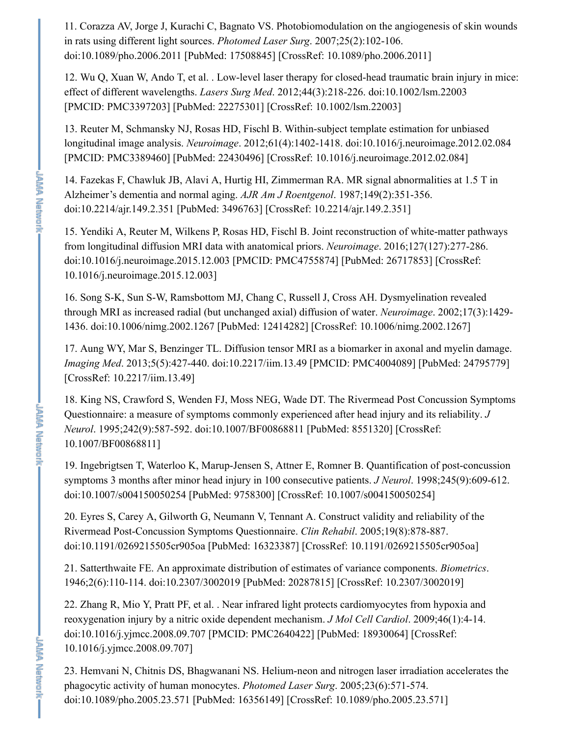11. Corazza AV, Jorge J, Kurachi C, Bagnato VS. Photobiomodulation on the angiogenesis of skin wounds in rats using different light sources. *Photomed Laser Surg*. 2007;25(2):102-106. doi:10.1089/pho.2006.2011 [PubMed: 17508845] [CrossRef: 10.1089/pho.2006.2011]

12. Wu Q, Xuan W, Ando T, et al. . Low-level laser therapy for closed-head traumatic brain injury in mice: effect of different wavelengths. *Lasers Surg Med*. 2012;44(3):218-226. doi:10.1002/lsm.22003 [PMCID: PMC3397203] [PubMed: 22275301] [CrossRef: 10.1002/lsm.22003]

13. Reuter M, Schmansky NJ, Rosas HD, Fischl B. Within-subject template estimation for unbiased longitudinal image analysis. *Neuroimage*. 2012;61(4):1402-1418. doi:10.1016/j.neuroimage.2012.02.084 [PMCID: PMC3389460] [PubMed: 22430496] [CrossRef: 10.1016/j.neuroimage.2012.02.084]

14. Fazekas F, Chawluk JB, Alavi A, Hurtig HI, Zimmerman RA. MR signal abnormalities at 1.5 T in Alzheimer's dementia and normal aging. *AJR Am J Roentgenol*. 1987;149(2):351-356. doi:10.2214/ajr.149.2.351 [PubMed: 3496763] [CrossRef: 10.2214/ajr.149.2.351]

15. Yendiki A, Reuter M, Wilkens P, Rosas HD, Fischl B. Joint reconstruction of white-matter pathways from longitudinal diffusion MRI data with anatomical priors. *Neuroimage*. 2016;127(127):277-286. doi:10.1016/j.neuroimage.2015.12.003 [PMCID: PMC4755874] [PubMed: 26717853] [CrossRef: 10.1016/j.neuroimage.2015.12.003]

16. Song S-K, Sun S-W, Ramsbottom MJ, Chang C, Russell J, Cross AH. Dysmyelination revealed through MRI as increased radial (but unchanged axial) diffusion of water. *Neuroimage*. 2002;17(3):1429-1436. doi:10.1006/nimg.2002.1267 [PubMed: 12414282] [CrossRef: 10.1006/nimg.2002.1267]

17. Aung WY, Mar S, Benzinger TL. Diffusion tensor MRI as a biomarker in axonal and myelin damage. *Imaging Med*. 2013;5(5):427-440. doi:10.2217/iim.13.49 [PMCID: PMC4004089] [PubMed: 24795779] [CrossRef: 10.2217/iim.13.49]

18. King NS, Crawford S, Wenden FJ, Moss NEG, Wade DT. The Rivermead Post Concussion Symptoms Questionnaire: a measure of symptoms commonly experienced after head injury and its reliability. *J Neurol*. 1995;242(9):587-592. doi:10.1007/BF00868811 [PubMed: 8551320] [CrossRef: 10.1007/BF00868811]

19. Ingebrigtsen T, Waterloo K, Marup-Jensen S, Attner E, Romner B. Quantification of post-concussion symptoms 3 months after minor head injury in 100 consecutive patients. *J Neurol*. 1998;245(9):609-612. doi:10.1007/s004150050254 [PubMed: 9758300] [CrossRef: 10.1007/s004150050254]

20. Eyres S, Carey A, Gilworth G, Neumann V, Tennant A. Construct validity and reliability of the Rivermead Post-Concussion Symptoms Questionnaire. *Clin Rehabil*. 2005;19(8):878-887. doi:10.1191/0269215505cr905oa [PubMed: 16323387] [CrossRef: 10.1191/0269215505cr905oa]

21. Satterthwaite FE. An approximate distribution of estimates of variance components. *Biometrics*. 1946;2(6):110-114. doi:10.2307/3002019 [PubMed: 20287815] [CrossRef: 10.2307/3002019]

22. Zhang R, Mio Y, Pratt PF, et al. . Near infrared light protects cardiomyocytes from hypoxia and reoxygenation injury by a nitric oxide dependent mechanism. *J Mol Cell Cardiol*. 2009;46(1):4-14. doi:10.1016/j.yjmcc.2008.09.707 [PMCID: PMC2640422] [PubMed: 18930064] [CrossRef: 10.1016/j.yjmcc.2008.09.707]

23. Hemvani N, Chitnis DS, Bhagwanani NS. Helium-neon and nitrogen laser irradiation accelerates the phagocytic activity of human monocytes. *Photomed Laser Surg*. 2005;23(6):571-574. doi:10.1089/pho.2005.23.571 [PubMed: 16356149] [CrossRef: 10.1089/pho.2005.23.571]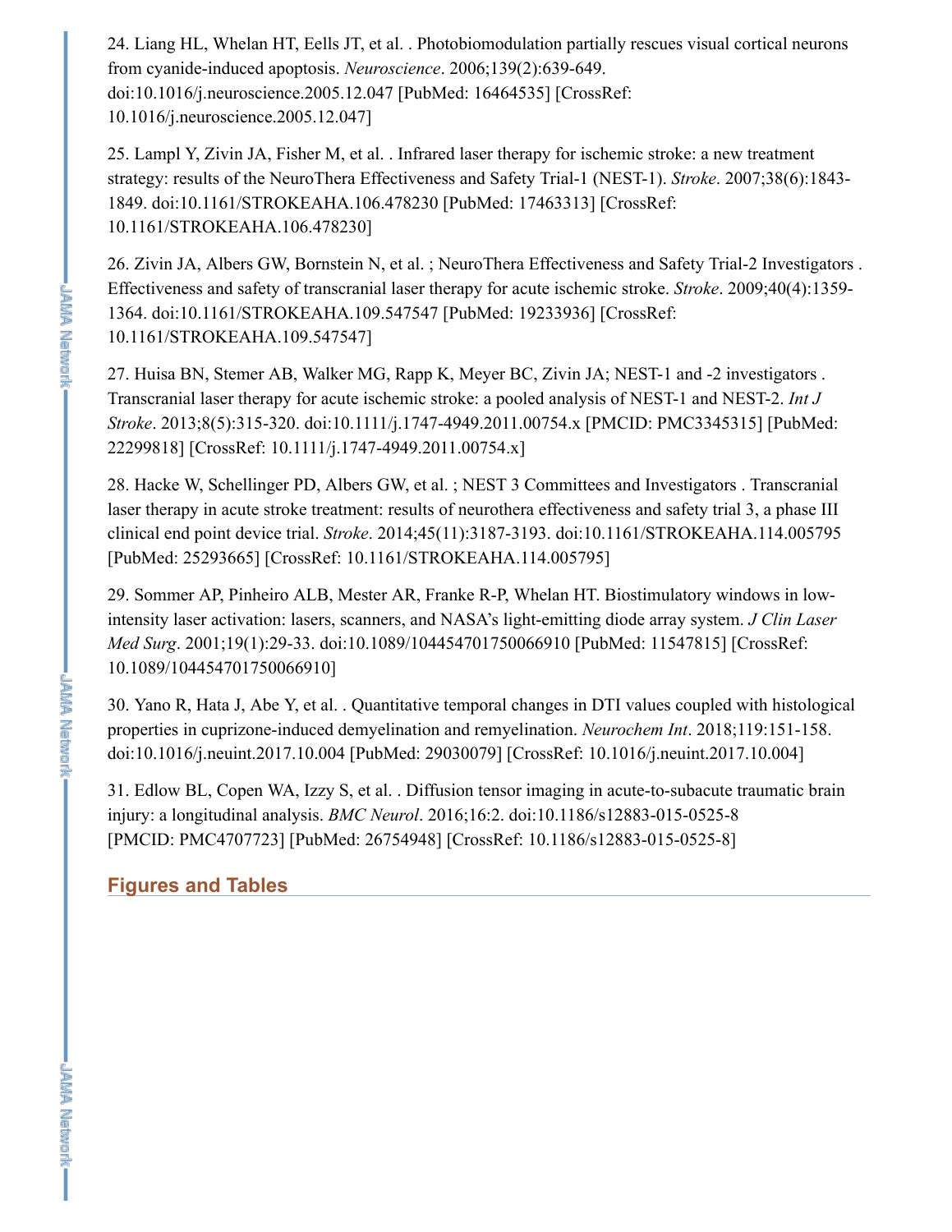24. Liang HL, Whelan HT, Eells JT, et al. . Photobiomodulation partially rescues visual cortical neurons from cyanide-induced apoptosis. *Neuroscience*. 2006;139(2):639-649. doi:10.1016/j.neuroscience.2005.12.047 [PubMed: 16464535] [CrossRef: 10.1016/j.neuroscience.2005.12.047]

25. Lampl Y, Zivin JA, Fisher M, et al. . Infrared laser therapy for ischemic stroke: a new treatment strategy: results of the NeuroThera Effectiveness and Safety Trial-1 (NEST-1). *Stroke*. 2007;38(6):1843-1849. doi:10.1161/STROKEAHA.106.478230 [PubMed: 17463313] [CrossRef: 10.1161/STROKEAHA.106.478230]

26. Zivin JA, Albers GW, Bornstein N, et al. ; NeuroThera Effectiveness and Safety Trial-2 Investigators . Effectiveness and safety of transcranial laser therapy for acute ischemic stroke. *Stroke*. 2009;40(4):1359-1364. doi:10.1161/STROKEAHA.109.547547 [PubMed: 19233936] [CrossRef: 10.1161/STROKEAHA.109.547547]

27. Huisa BN, Stemer AB, Walker MG, Rapp K, Meyer BC, Zivin JA; NEST-1 and -2 investigators . Transcranial laser therapy for acute ischemic stroke: a pooled analysis of NEST-1 and NEST-2. *Int J Stroke*. 2013;8(5):315-320. doi:10.1111/j.1747-4949.2011.00754.x [PMCID: PMC3345315] [PubMed: 22299818] [CrossRef: 10.1111/j.1747-4949.2011.00754.x]

28. Hacke W, Schellinger PD, Albers GW, et al. ; NEST 3 Committees and Investigators . Transcranial laser therapy in acute stroke treatment: results of neurothera effectiveness and safety trial 3, a phase III clinical end point device trial. *Stroke*. 2014;45(11):3187-3193. doi:10.1161/STROKEAHA.114.005795 [PubMed: 25293665] [CrossRef: 10.1161/STROKEAHA.114.005795]

29. Sommer AP, Pinheiro ALB, Mester AR, Franke R-P, Whelan HT. Biostimulatory windows in low-intensity laser activation: lasers, scanners, and NASA's light-emitting diode array system. *J Clin Laser Med Surg*. 2001;19(1):29-33. doi:10.1089/104454701750066910 [PubMed: 11547815] [CrossRef: 10.1089/104454701750066910]

30. Yano R, Hata J, Abe Y, et al. . Quantitative temporal changes in DTI values coupled with histological properties in cuprizone-induced demyelination and remyelination. *Neurochem Int*. 2018;119:151-158. doi:10.1016/j.neuint.2017.10.004 [PubMed: 29030079] [CrossRef: 10.1016/j.neuint.2017.10.004]

31. Edlow BL, Copen WA, Izzy S, et al. . Diffusion tensor imaging in acute-to-subacute traumatic brain injury: a longitudinal analysis. *BMC Neurol*. 2016;16:2. doi:10.1186/s12883-015-0525-8 [PMCID: PMC4707723] [PubMed: 26754948] [CrossRef: 10.1186/s12883-015-0525-8]

## Figures and Tables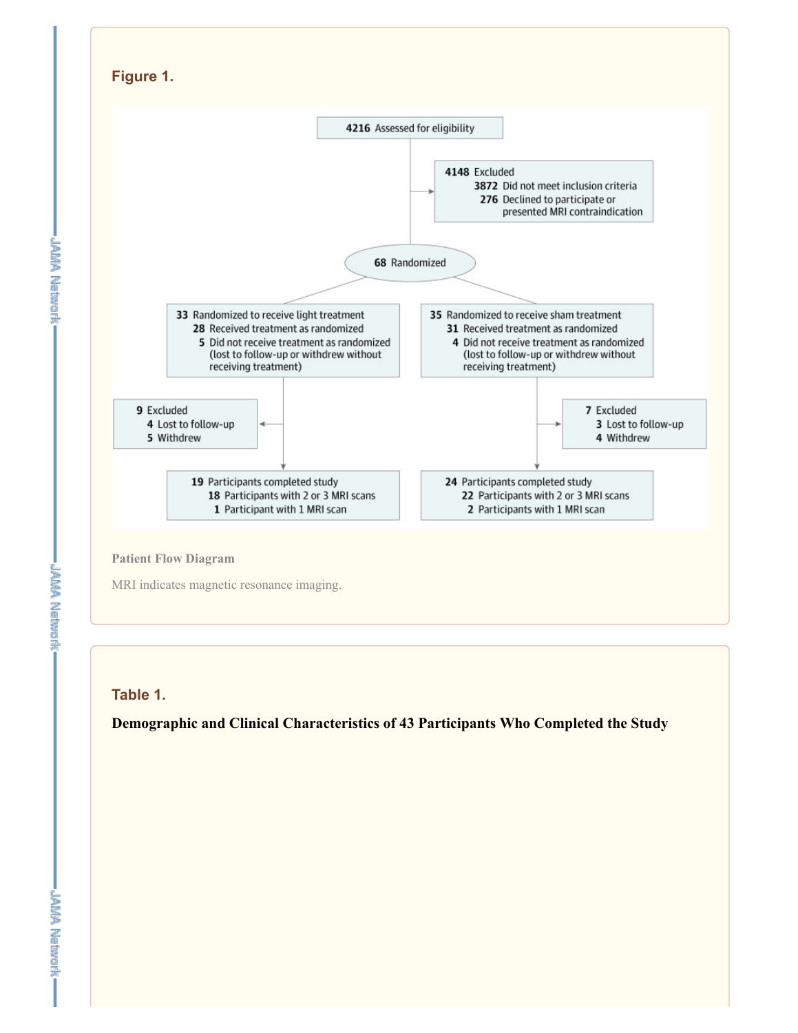## Figure 1.

4216 Assessed for eligibility

4148 Excluded
- 3872 Did not meet inclusion criteria
- 276 Declined to participate or presented MRI contraindication

68 Randomized

33 Randomized to receive light treatment
- 28 Received treatment as randomized
- 5 Did not receive treatment as randomized (lost to follow-up or withdrew without receiving treatment)

9 Excluded
- 4 Lost to follow-up
- 5 Withdrew

19 Participants completed study
- 18 Participants with 2 or 3 MRI scans
- 1 Participant with 1 MRI scan

35 Randomized to receive sham treatment
- 31 Received treatment as randomized
- 4 Did not receive treatment as randomized (lost to follow-up or withdrew without receiving treatment)

7 Excluded
- 3 Lost to follow-up
- 4 Withdrew

24 Participants completed study
- 22 Participants with 2 or 3 MRI scans
- 2 Participants with 1 MRI scan

**Patient Flow Diagram**

MRI indicates magnetic resonance imaging.

## Table 1.

**Demographic and Clinical Characteristics of 43 Participants Who Completed the Study**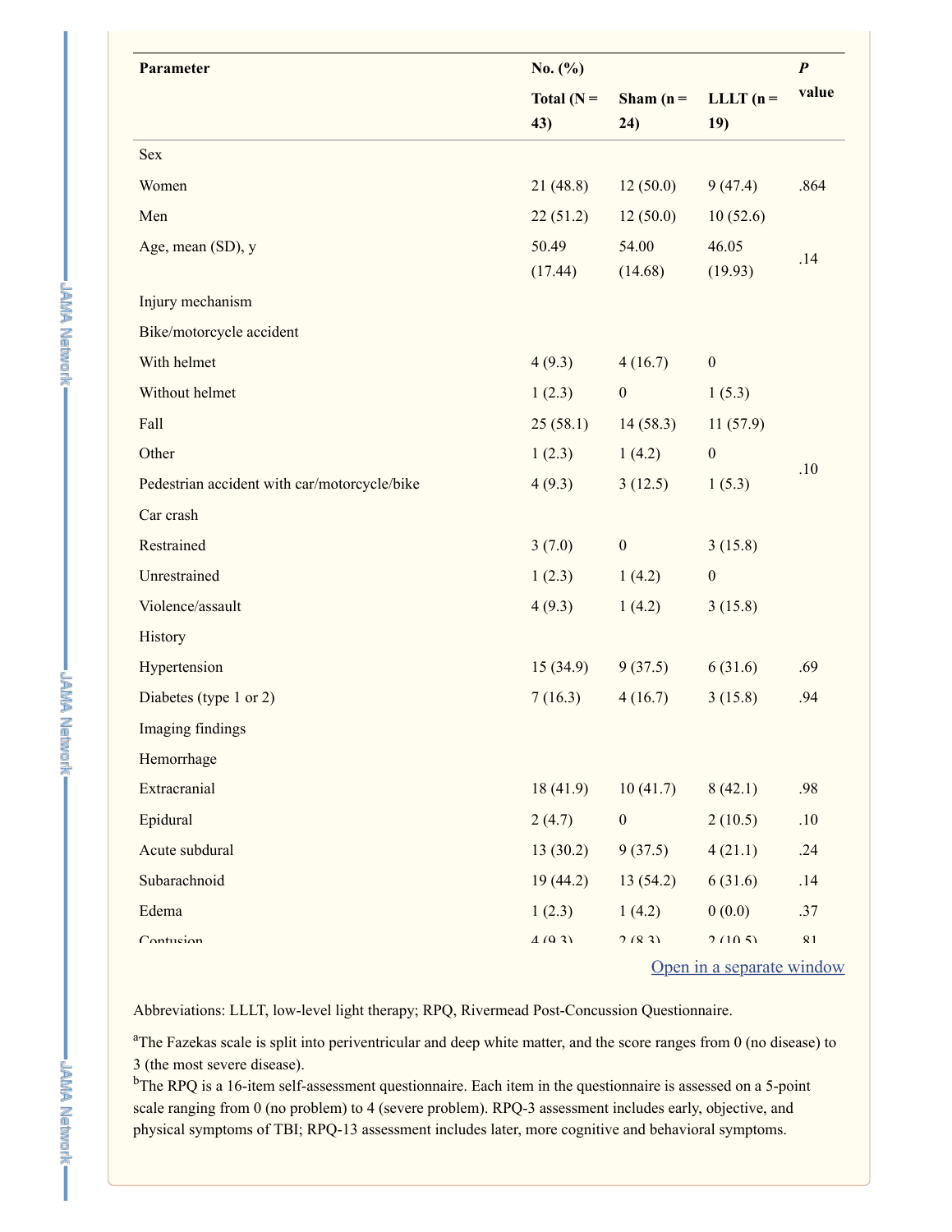| Parameter | No. (%) | | | P value |
|---|---|---|---|---|
| | Total (N = 43) | Sham (n = 24) | LLLT (n = 19) | |
| Sex | | | | |
| Women | 21 (48.8) | 12 (50.0) | 9 (47.4) | .864 |
| Men | 22 (51.2) | 12 (50.0) | 10 (52.6) | |
| Age, mean (SD), y | 50.49 (17.44) | 54.00 (14.68) | 46.05 (19.93) | .14 |
| Injury mechanism | | | | |
| Bike/motorcycle accident | | | | |
| With helmet | 4 (9.3) | 4 (16.7) | 0 | |
| Without helmet | 1 (2.3) | 0 | 1 (5.3) | |
| Fall | 25 (58.1) | 14 (58.3) | 11 (57.9) | |
| Other | 1 (2.3) | 1 (4.2) | 0 | |
| Pedestrian accident with car/motorcycle/bike | 4 (9.3) | 3 (12.5) | 1 (5.3) | .10 |
| Car crash | | | | |
| Restrained | 3 (7.0) | 0 | 3 (15.8) | |
| Unrestrained | 1 (2.3) | 1 (4.2) | 0 | |
| Violence/assault | 4 (9.3) | 1 (4.2) | 3 (15.8) | |
| History | | | | |
| Hypertension | 15 (34.9) | 9 (37.5) | 6 (31.6) | .69 |
| Diabetes (type 1 or 2) | 7 (16.3) | 4 (16.7) | 3 (15.8) | .94 |
| Imaging findings | | | | |
| Hemorrhage | | | | |
| Extracranial | 18 (41.9) | 10 (41.7) | 8 (42.1) | .98 |
| Epidural | 2 (4.7) | 0 | 2 (10.5) | .10 |
| Acute subdural | 13 (30.2) | 9 (37.5) | 4 (21.1) | .24 |
| Subarachnoid | 19 (44.2) | 13 (54.2) | 6 (31.6) | .14 |
| Edema | 1 (2.3) | 1 (4.2) | 0 (0.0) | .37 |
| Contusion | 4 (9.3) | 2 (8.3) | 2 (10.5) | .81 |

Open in a separate window

Abbreviations: LLLT, low-level light therapy; RPQ, Rivermead Post-Concussion Questionnaire.

[a]The Fazekas scale is split into periventricular and deep white matter, and the score ranges from 0 (no disease) to 3 (the most severe disease).

[b]The RPQ is a 16-item self-assessment questionnaire. Each item in the questionnaire is assessed on a 5-point scale ranging from 0 (no problem) to 4 (severe problem). RPQ-3 assessment includes early, objective, and physical symptoms of TBI; RPQ-13 assessment includes later, more cognitive and behavioral symptoms.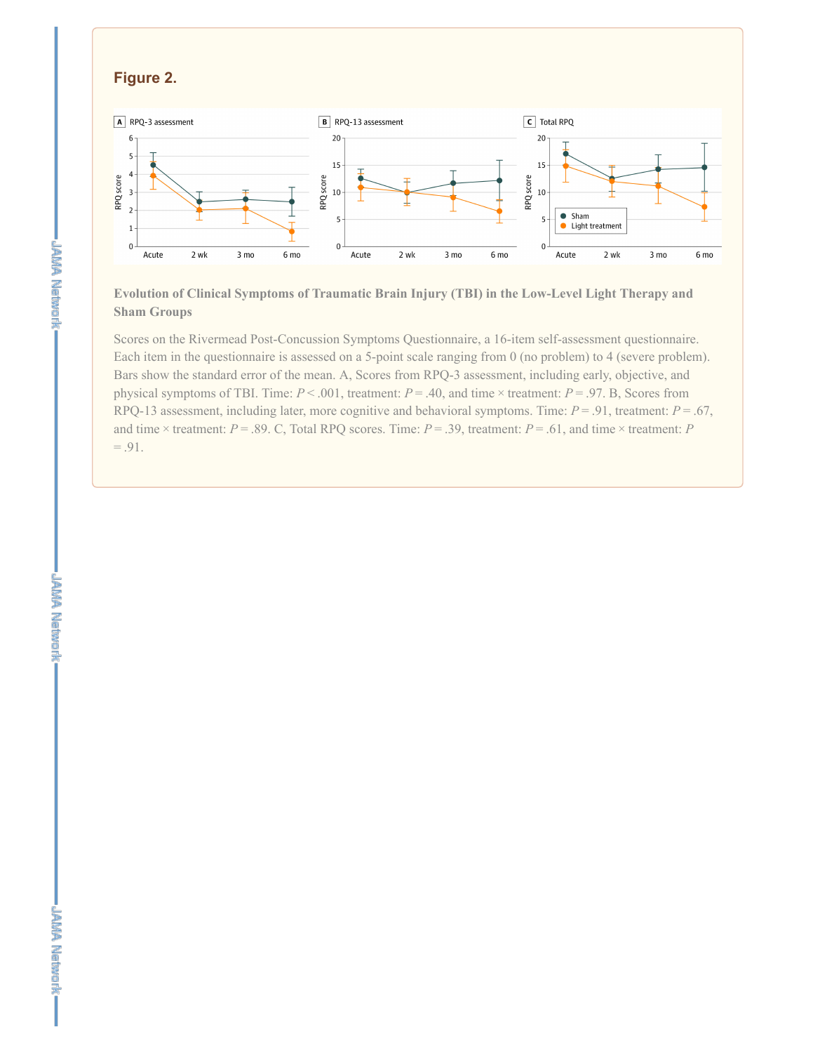## Figure 2.

**Evolution of Clinical Symptoms of Traumatic Brain Injury (TBI) in the Low-Level Light Therapy and Sham Groups**

Scores on the Rivermead Post-Concussion Symptoms Questionnaire, a 16-item self-assessment questionnaire. Each item in the questionnaire is assessed on a 5-point scale ranging from 0 (no problem) to 4 (severe problem). Bars show the standard error of the mean. A, Scores from RPQ-3 assessment, including early, objective, and physical symptoms of TBI. Time: $P < .001$, treatment: $P = .40$, and time × treatment: $P = .97$. B, Scores from RPQ-13 assessment, including later, more cognitive and behavioral symptoms. Time: $P = .91$, treatment: $P = .67$, and time × treatment: $P = .89$. C, Total RPQ scores. Time: $P = .39$, treatment: $P = .61$, and time × treatment: $P = .91$.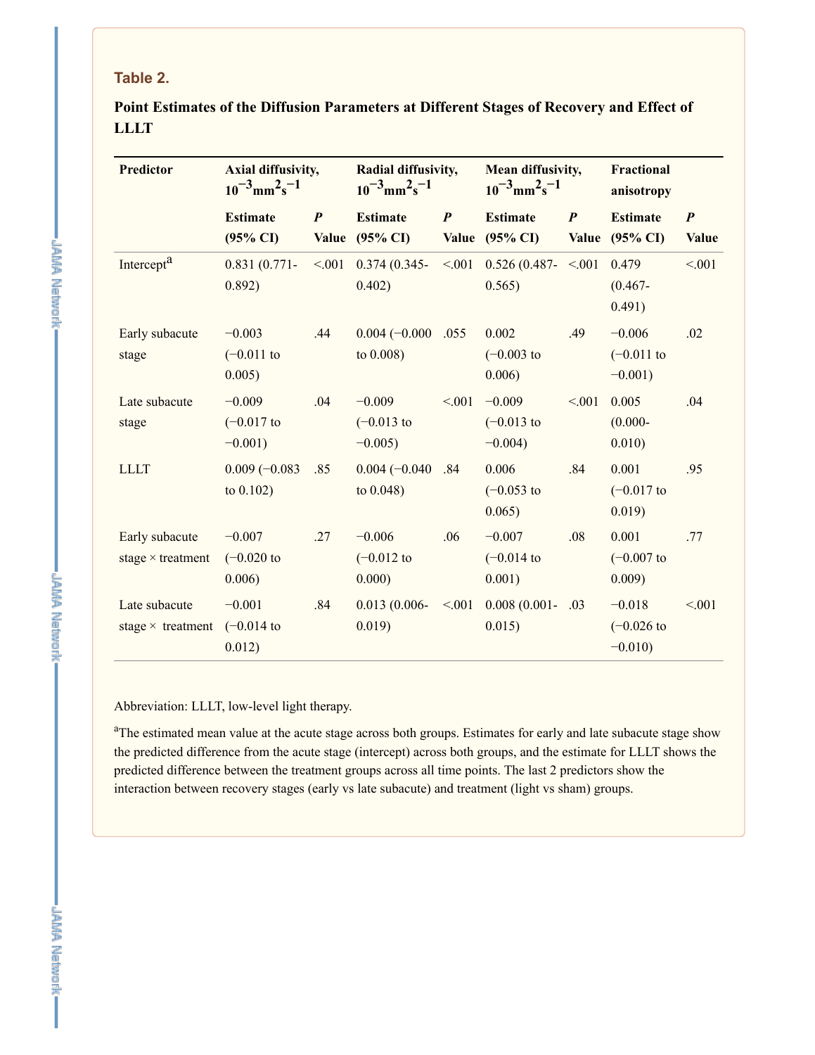### Table 2.

**Point Estimates of the Diffusion Parameters at Different Stages of Recovery and Effect of LLLT**

| Predictor | Axial diffusivity, $10^{-3}mm^2s^{-1}$ | | Radial diffusivity, $10^{-3}mm^2s^{-1}$ | | Mean diffusivity, $10^{-3}mm^2s^{-1}$ | | Fractional anisotropy | |
|---|---|---|---|---|---|---|---|---|
| | Estimate (95% CI) | *P* Value | Estimate (95% CI) | *P* Value | Estimate (95% CI) | *P* Value | Estimate (95% CI) | *P* Value |
| Intercept[a] | 0.831 (0.771-0.892) | <.001 | 0.374 (0.345-0.402) | <.001 | 0.526 (0.487-0.565) | <.001 | 0.479 (0.467-0.491) | <.001 |
| Early subacute stage | −0.003 (−0.011 to 0.005) | .44 | 0.004 (−0.000 to 0.008) | .055 | 0.002 (−0.003 to 0.006) | .49 | −0.006 (−0.011 to −0.001) | .02 |
| Late subacute stage | −0.009 (−0.017 to −0.001) | .04 | −0.009 (−0.013 to −0.005) | <.001 | −0.009 (−0.013 to −0.004) | <.001 | 0.005 (0.000-0.010) | .04 |
| LLLT | 0.009 (−0.083 to 0.102) | .85 | 0.004 (−0.040 to 0.048) | .84 | 0.006 (−0.053 to 0.065) | .84 | 0.001 (−0.017 to 0.019) | .95 |
| Early subacute stage × treatment | −0.007 (−0.020 to 0.006) | .27 | −0.006 (−0.012 to 0.000) | .06 | −0.007 (−0.014 to 0.001) | .08 | 0.001 (−0.007 to 0.009) | .77 |
| Late subacute stage × treatment | −0.001 (−0.014 to 0.012) | .84 | 0.013 (0.006-0.019) | <.001 | 0.008 (0.001-0.015) | .03 | −0.018 (−0.026 to −0.010) | <.001 |

Abbreviation: LLLT, low-level light therapy.

[a]The estimated mean value at the acute stage across both groups. Estimates for early and late subacute stage show the predicted difference from the acute stage (intercept) across both groups, and the estimate for LLLT shows the predicted difference between the treatment groups across all time points. The last 2 predictors show the interaction between recovery stages (early vs late subacute) and treatment (light vs sham) groups.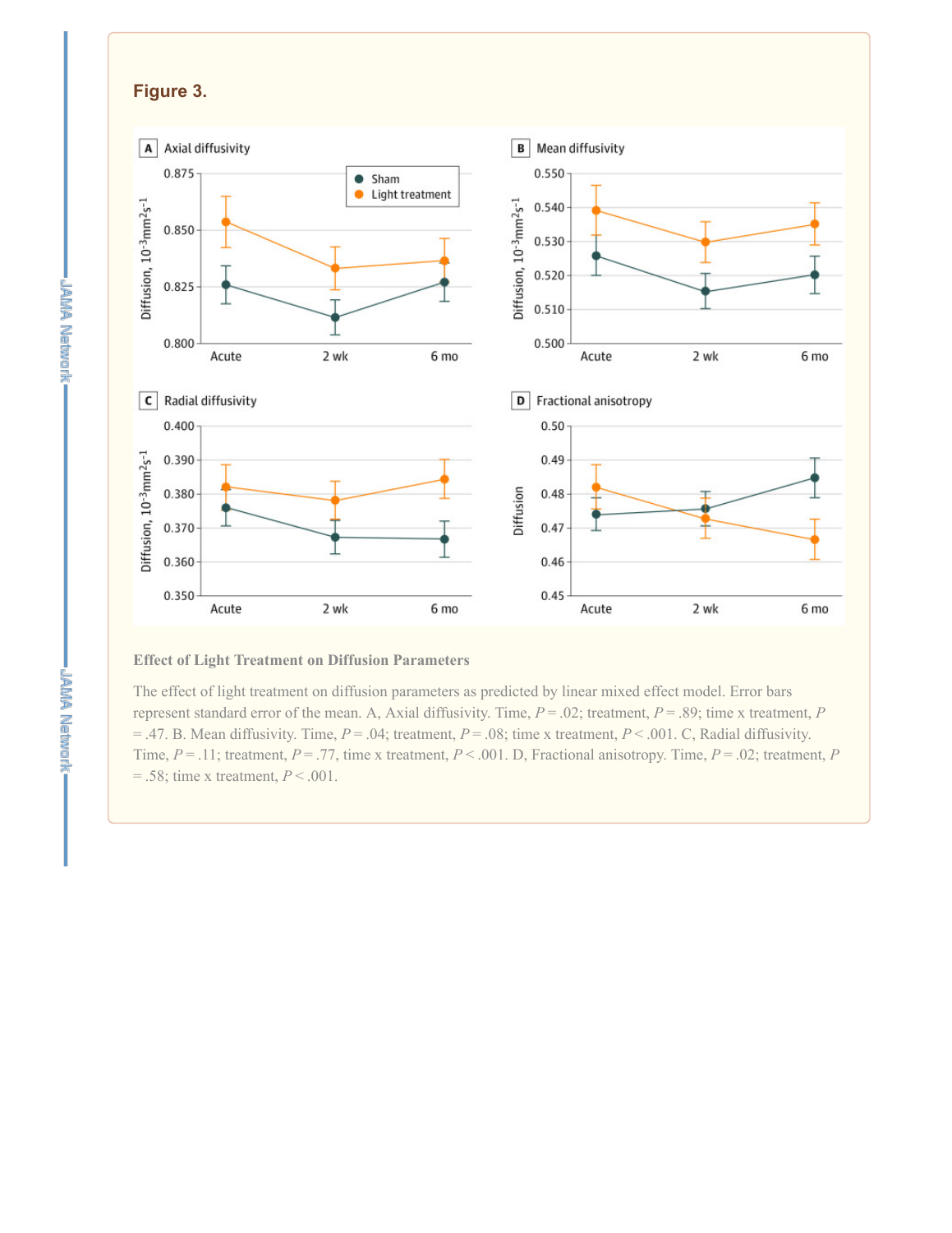**Figure 3.**

A Axial diffusivity

Diffusion, $10^{-3}mm^2s^{-1}$

0.875
0.850
0.825
0.800

Acute
2 wk
6 mo

Sham
Light treatment

B Mean diffusivity

Diffusion, $10^{-3}mm^2s^{-1}$

0.550
0.540
0.530
0.520
0.510
0.500

Acute
2 wk
6 mo

C Radial diffusivity

Diffusion, $10^{-3}mm^2s^{-1}$

0.400
0.390
0.380
0.370
0.360
0.350

Acute
2 wk
6 mo

D Fractional anisotropy

Diffusion

0.50
0.49
0.48
0.47
0.46
0.45

Acute
2 wk
6 mo

**Effect of Light Treatment on Diffusion Parameters**

The effect of light treatment on diffusion parameters as predicted by linear mixed effect model. Error bars represent standard error of the mean. A, Axial diffusivity. Time, $P = .02$; treatment, $P = .89$; time x treatment, $P = .47$. B. Mean diffusivity. Time, $P = .04$; treatment, $P = .08$; time x treatment, $P < .001$. C, Radial diffusivity. Time, $P = .11$; treatment, $P = .77$, time x treatment, $P < .001$. D, Fractional anisotropy. Time, $P = .02$; treatment, $P = .58$; time x treatment, $P < .001$.